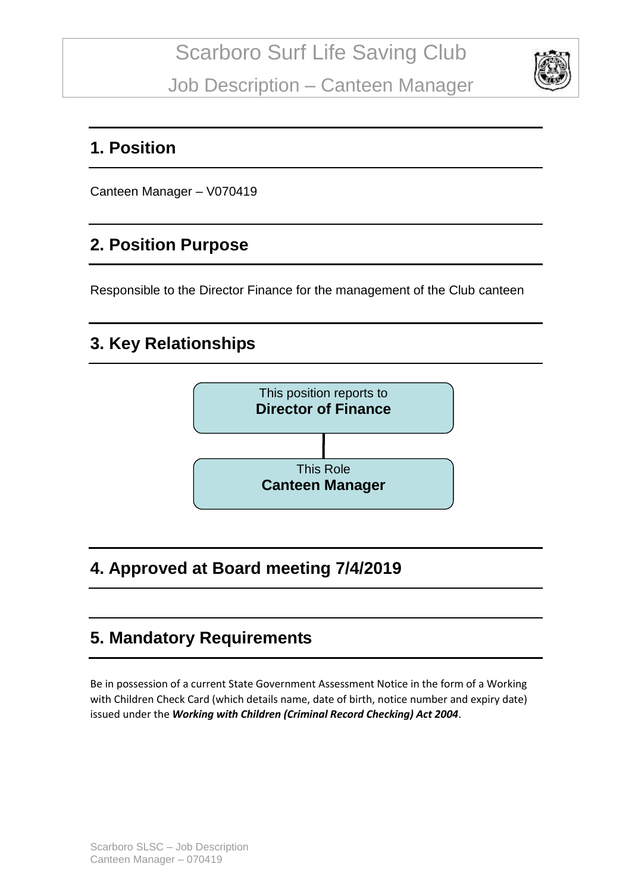# Scarboro Surf Life Saving Club

Job Description – Canteen Manager

## 1. Position

Canteen Manager – V070419

## 2. Position Purpose

Responsible to the Director Finance for the management of the Club canteen

## 3. Key Relationships

This position reports to
**Director of Finance**

This Role
**Canteen Manager**

## 4. Approved at Board meeting 7/4/2019

## 5. Mandatory Requirements

Be in possession of a current State Government Assessment Notice in the form of a Working with Children Check Card (which details name, date of birth, notice number and expiry date) issued under the ***Working with Children (Criminal Record Checking) Act 2004***.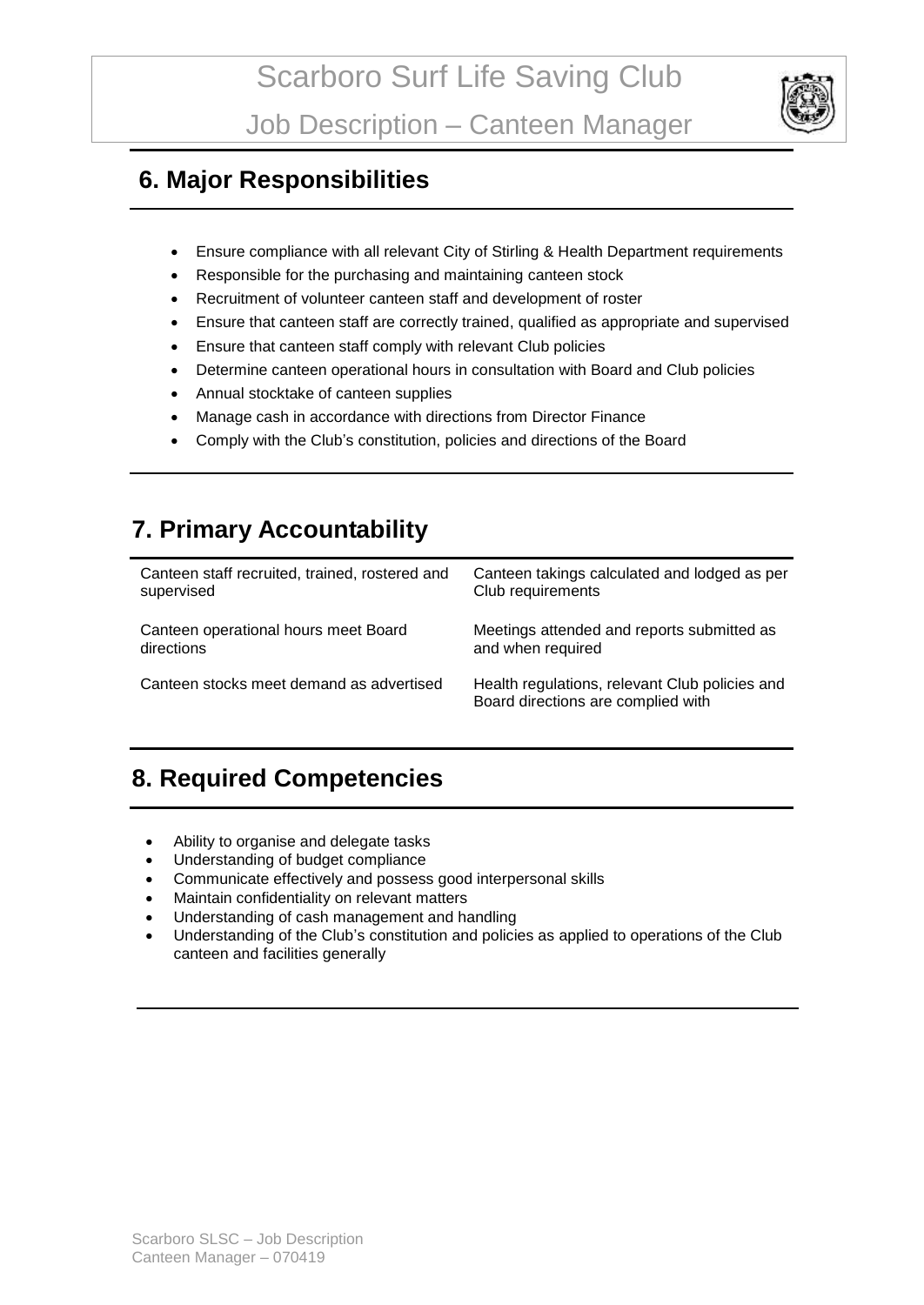## 6. Major Responsibilities

- Ensure compliance with all relevant City of Stirling & Health Department requirements
- Responsible for the purchasing and maintaining canteen stock
- Recruitment of volunteer canteen staff and development of roster
- Ensure that canteen staff are correctly trained, qualified as appropriate and supervised
- Ensure that canteen staff comply with relevant Club policies
- Determine canteen operational hours in consultation with Board and Club policies
- Annual stocktake of canteen supplies
- Manage cash in accordance with directions from Director Finance
- Comply with the Club's constitution, policies and directions of the Board

## 7. Primary Accountability

| | |
|---|---|
| Canteen staff recruited, trained, rostered and supervised | Canteen takings calculated and lodged as per Club requirements |
| Canteen operational hours meet Board directions | Meetings attended and reports submitted as and when required |
| Canteen stocks meet demand as advertised | Health regulations, relevant Club policies and Board directions are complied with |

## 8. Required Competencies

- Ability to organise and delegate tasks
- Understanding of budget compliance
- Communicate effectively and possess good interpersonal skills
- Maintain confidentiality on relevant matters
- Understanding of cash management and handling
- Understanding of the Club's constitution and policies as applied to operations of the Club canteen and facilities generally